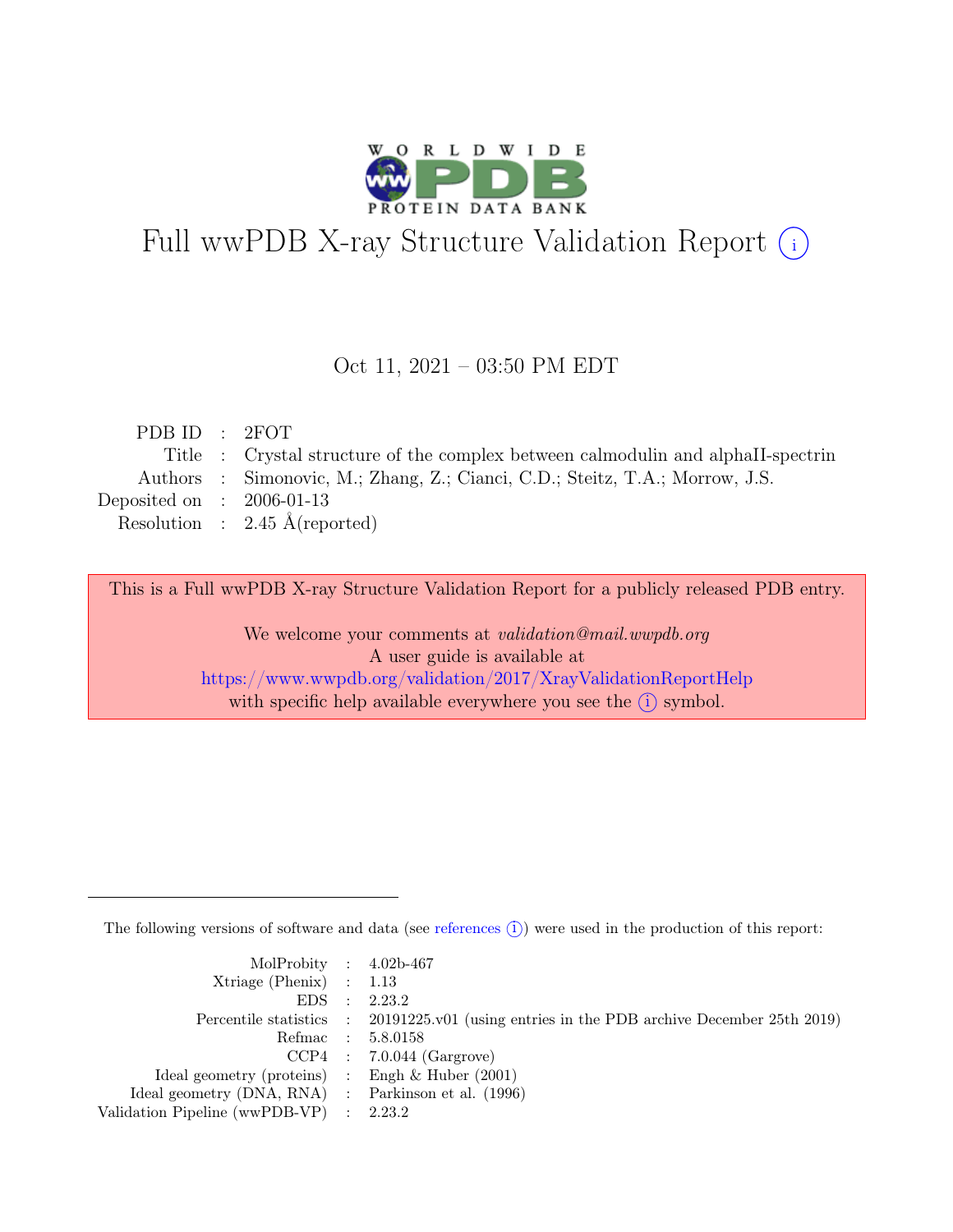# Full wwPDB X-ray Structure Validation Report

Oct 11, 2021 – 03:50 PM EDT

| | | |
|---|---|---|
| PDB ID | : | 2FOT |
| Title | : | Crystal structure of the complex between calmodulin and alphaII-spectrin |
| Authors | : | Simonovic, M.; Zhang, Z.; Cianci, C.D.; Steitz, T.A.; Morrow, J.S. |
| Deposited on | : | 2006-01-13 |
| Resolution | : | 2.45 Å(reported) |

This is a Full wwPDB X-ray Structure Validation Report for a publicly released PDB entry.

We welcome your comments at *validation@mail.wwpdb.org*
A user guide is available at
https://www.wwpdb.org/validation/2017/XrayValidationReportHelp
with specific help available everywhere you see the (i) symbol.

The following versions of software and data (see references (i)) were used in the production of this report:

| | | |
|---|---|---|
| MolProbity | : | 4.02b-467 |
| Xtriage (Phenix) | : | 1.13 |
| EDS | : | 2.23.2 |
| Percentile statistics | : | 20191225.v01 (using entries in the PDB archive December 25th 2019) |
| Refmac | : | 5.8.0158 |
| CCP4 | : | 7.0.044 (Gargrove) |
| Ideal geometry (proteins) | : | Engh & Huber (2001) |
| Ideal geometry (DNA, RNA) | : | Parkinson et al. (1996) |
| Validation Pipeline (wwPDB-VP) | : | 2.23.2 |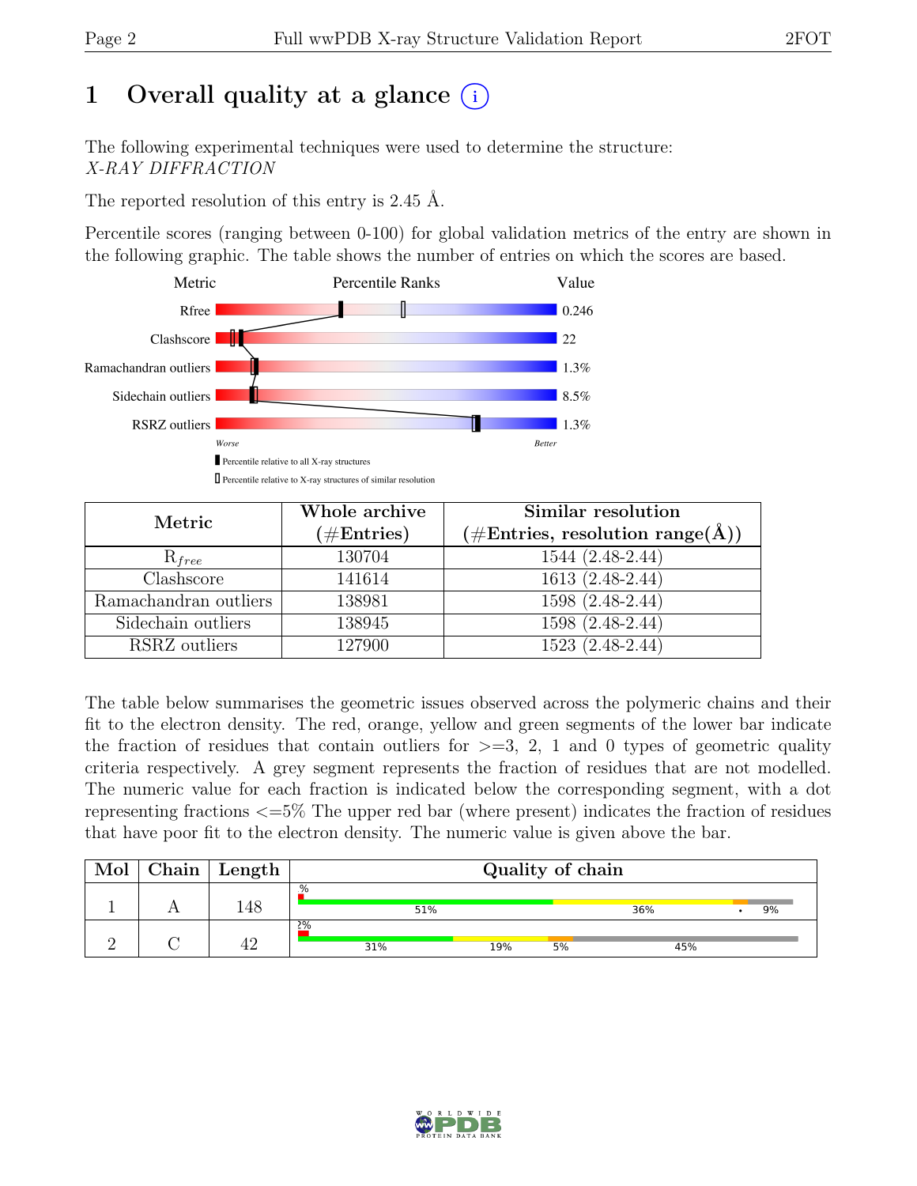# 1 Overall quality at a glance (i)

The following experimental techniques were used to determine the structure:
*X-RAY DIFFRACTION*

The reported resolution of this entry is 2.45 Å.

Percentile scores (ranging between 0-100) for global validation metrics of the entry are shown in the following graphic. The table shows the number of entries on which the scores are based.

| Metric | Value |
|---|---|
| Rfree | 0.246 |
| Clashscore | 22 |
| Ramachandran outliers | 1.3% |
| Sidechain outliers | 8.5% |
| RSRZ outliers | 1.3% |

Worse — Better

▮ Percentile relative to all X-ray structures
▯ Percentile relative to X-ray structures of similar resolution

| Metric | Whole archive (#Entries) | Similar resolution (#Entries, resolution range(Å)) |
|---|---|---|
| $R_{free}$ | 130704 | 1544 (2.48-2.44) |
| Clashscore | 141614 | 1613 (2.48-2.44) |
| Ramachandran outliers | 138981 | 1598 (2.48-2.44) |
| Sidechain outliers | 138945 | 1598 (2.48-2.44) |
| RSRZ outliers | 127900 | 1523 (2.48-2.44) |

The table below summarises the geometric issues observed across the polymeric chains and their fit to the electron density. The red, orange, yellow and green segments of the lower bar indicate the fraction of residues that contain outliers for >=3, 2, 1 and 0 types of geometric quality criteria respectively. A grey segment represents the fraction of residues that are not modelled. The numeric value for each fraction is indicated below the corresponding segment, with a dot representing fractions <=5% The upper red bar (where present) indicates the fraction of residues that have poor fit to the electron density. The numeric value is given above the bar.

| Mol | Chain | Length | Quality of chain |
|---|---|---|---|
| 1 | A | 148 | %; 51%, 36%, •, 9% |
| 2 | C | 42 | 2%; 31%, 19%, 5%, 45% |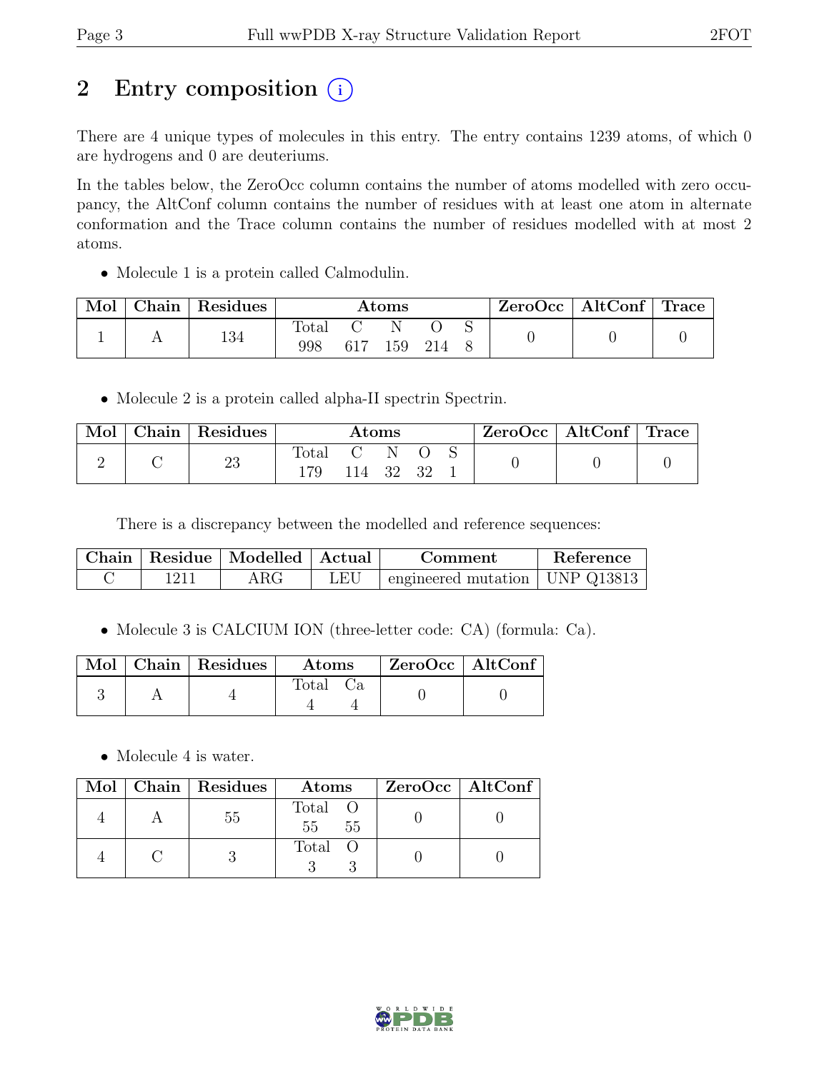# 2 Entry composition (i)

There are 4 unique types of molecules in this entry. The entry contains 1239 atoms, of which 0 are hydrogens and 0 are deuteriums.

In the tables below, the ZeroOcc column contains the number of atoms modelled with zero occupancy, the AltConf column contains the number of residues with at least one atom in alternate conformation and the Trace column contains the number of residues modelled with at most 2 atoms.

- Molecule 1 is a protein called Calmodulin.

| Mol | Chain | Residues | Atoms | | | | | ZeroOcc | AltConf | Trace |
|---|---|---|---|---|---|---|---|---|---|---|
| 1 | A | 134 | Total<br>998 | C<br>617 | N<br>159 | O<br>214 | S<br>8 | 0 | 0 | 0 |

- Molecule 2 is a protein called alpha-II spectrin Spectrin.

| Mol | Chain | Residues | Atoms | | | | | ZeroOcc | AltConf | Trace |
|---|---|---|---|---|---|---|---|---|---|---|
| 2 | C | 23 | Total<br>179 | C<br>114 | N<br>32 | O<br>32 | S<br>1 | 0 | 0 | 0 |

There is a discrepancy between the modelled and reference sequences:

| Chain | Residue | Modelled | Actual | Comment | Reference |
|---|---|---|---|---|---|
| C | 1211 | ARG | LEU | engineered mutation | UNP Q13813 |

- Molecule 3 is CALCIUM ION (three-letter code: CA) (formula: Ca).

| Mol | Chain | Residues | Atoms | | ZeroOcc | AltConf |
|---|---|---|---|---|---|---|
| 3 | A | 4 | Total<br>4 | Ca<br>4 | 0 | 0 |

- Molecule 4 is water.

| Mol | Chain | Residues | Atoms | | ZeroOcc | AltConf |
|---|---|---|---|---|---|---|
| 4 | A | 55 | Total<br>55 | O<br>55 | 0 | 0 |
| 4 | C | 3 | Total<br>3 | O<br>3 | 0 | 0 |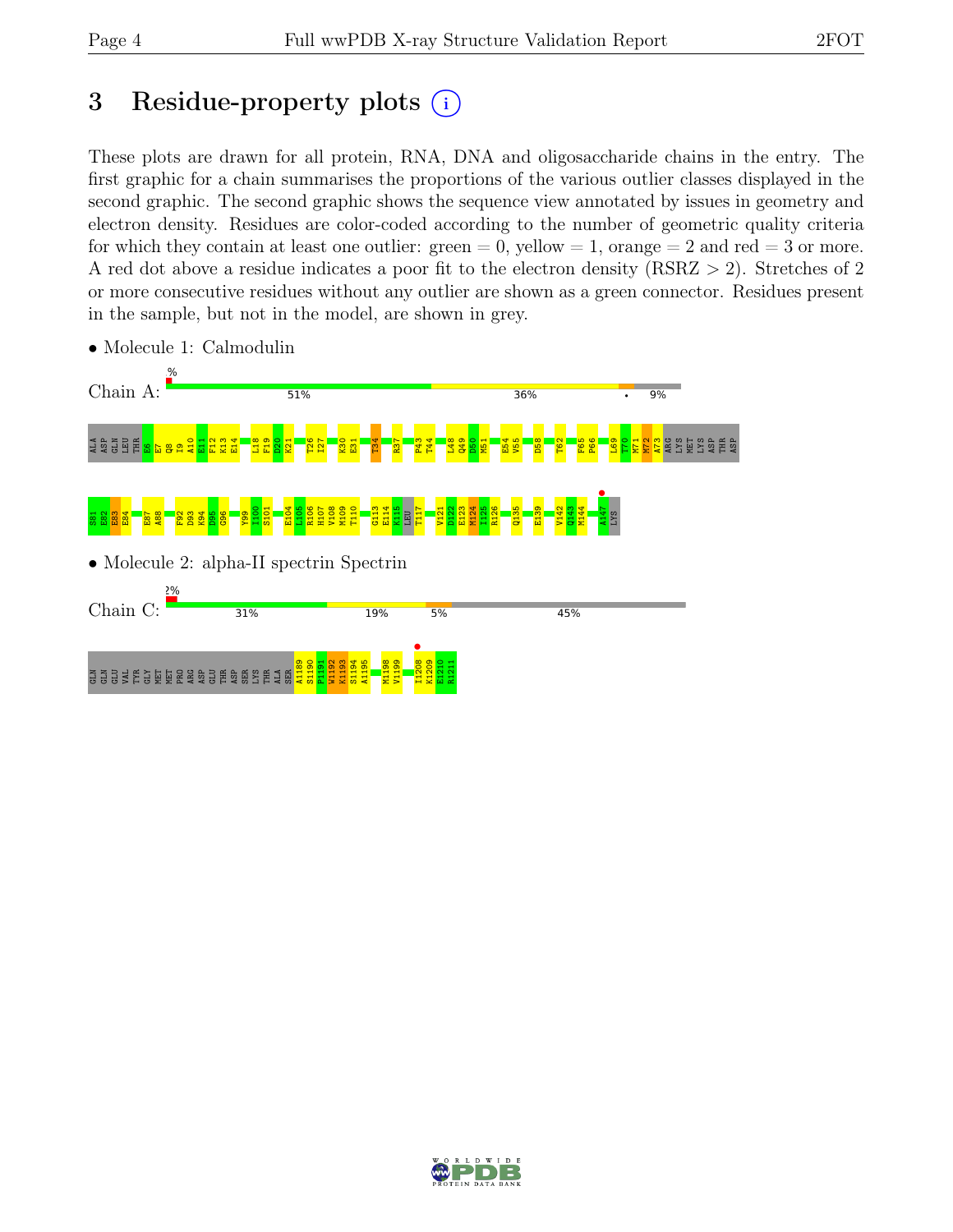# 3 Residue-property plots (i)

These plots are drawn for all protein, RNA, DNA and oligosaccharide chains in the entry. The first graphic for a chain summarises the proportions of the various outlier classes displayed in the second graphic. The second graphic shows the sequence view annotated by issues in geometry and electron density. Residues are color-coded according to the number of geometric quality criteria for which they contain at least one outlier: green = 0, yellow = 1, orange = 2 and red = 3 or more. A red dot above a residue indicates a poor fit to the electron density (RSRZ > 2). Stretches of 2 or more consecutive residues without any outlier are shown as a green connector. Residues present in the sample, but not in the model, are shown in grey.

- Molecule 1: Calmodulin

Chain A: % | 51% | 36% | • | 9%

ALA ASP GLN LEU THR E6 E7 Q8 I9 A10 E11 F12 K13 E14 L18 F19 D20 K21 T26 I27 K30 E31 T34 R37 P43 T44 L48 Q49 D50 M51 E54 V55 D58 T62 F65 P66 L69 T70 M71 M72 A73 ARG LYS MET LYS ASP THR ASP

S81 E82 E83 E84 E87 A88 F92 D93 K94 D95 G96 Y99 I100 S101 E104 L105 R106 H107 V108 M109 T110 G113 E114 K115 LEU T117 V121 D122 E123 M124 I125 R126 Q135 E139 V142 Q143 M144 A147 LYS

- Molecule 2: alpha-II spectrin Spectrin

Chain C: 2% | 31% | 19% | 5% | 45%

GLN GLN GLU VAL TYR GLY MET MET PRO ARG ASP GLU THR ASP SER LYS THR ALA SER A1189 S1190 P1191 W1192 K1193 S1194 A1195 M1198 V1199 I1208 K1209 E1210 R1211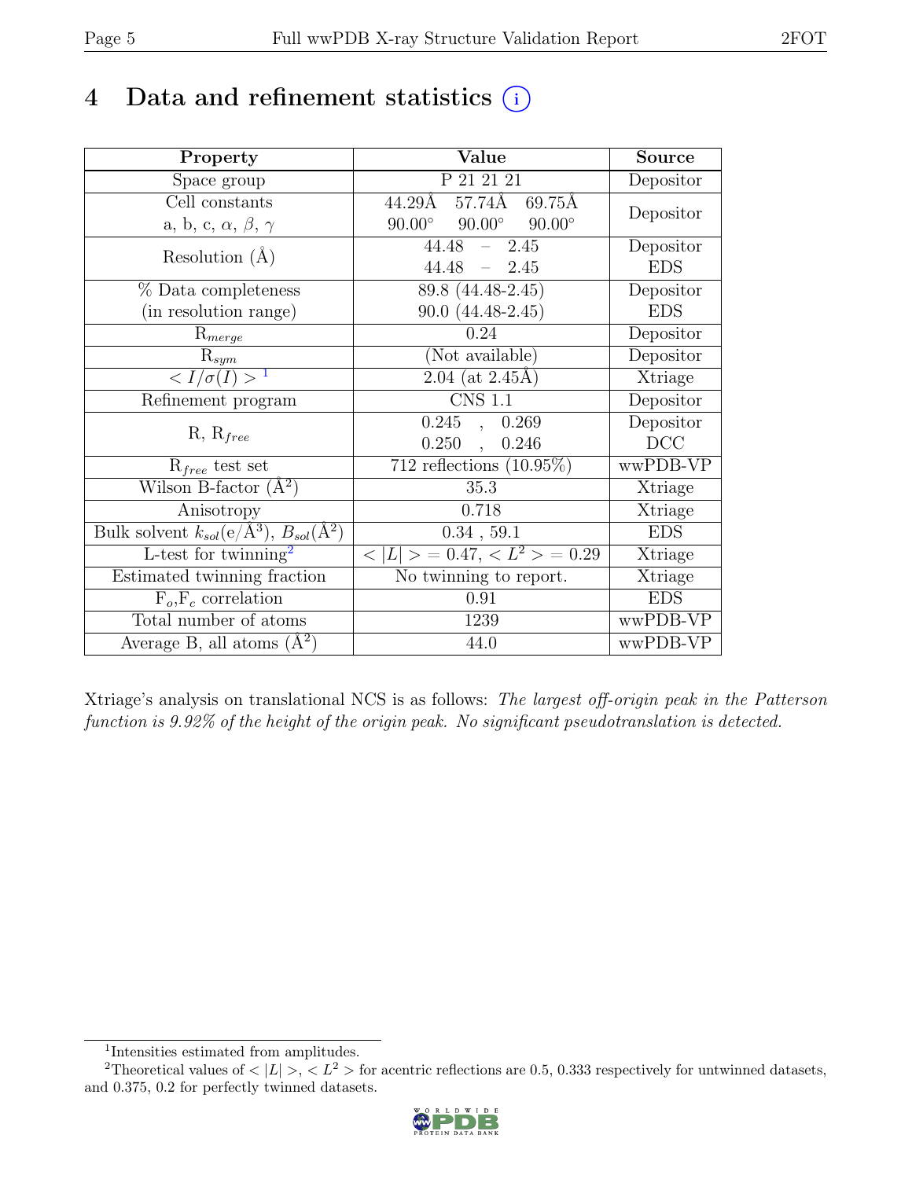# 4 Data and refinement statistics (i)

| Property | Value | Source |
|---|---|---|
| Space group | P 21 21 21 | Depositor |
| Cell constants<br>a, b, c, $\alpha$, $\beta$, $\gamma$ | 44.29Å 57.74Å 69.75Å<br>90.00° 90.00° 90.00° | Depositor |
| Resolution (Å) | 44.48 – 2.45<br>44.48 – 2.45 | Depositor<br>EDS |
| % Data completeness<br>(in resolution range) | 89.8 (44.48-2.45)<br>90.0 (44.48-2.45) | Depositor<br>EDS |
| $R_{merge}$ | 0.24 | Depositor |
| $R_{sym}$ | (Not available) | Depositor |
| $< I/\sigma(I) >$ [1] | 2.04 (at 2.45Å) | Xtriage |
| Refinement program | CNS 1.1 | Depositor |
| R, $R_{free}$ | 0.245 , 0.269<br>0.250 , 0.246 | Depositor<br>DCC |
| $R_{free}$ test set | 712 reflections (10.95%) | wwPDB-VP |
| Wilson B-factor (Å$^2$) | 35.3 | Xtriage |
| Anisotropy | 0.718 | Xtriage |
| Bulk solvent $k_{sol}$(e/Å$^3$), $B_{sol}$(Å$^2$) | 0.34 , 59.1 | EDS |
| L-test for twinning[2] | $< \lvert L \rvert > = 0.47$, $< L^2 > = 0.29$ | Xtriage |
| Estimated twinning fraction | No twinning to report. | Xtriage |
| $F_o$,$F_c$ correlation | 0.91 | EDS |
| Total number of atoms | 1239 | wwPDB-VP |
| Average B, all atoms (Å$^2$) | 44.0 | wwPDB-VP |

Xtriage's analysis on translational NCS is as follows: *The largest off-origin peak in the Patterson function is 9.92% of the height of the origin peak. No significant pseudotranslation is detected.*

[1] Intensities estimated from amplitudes.

[2] Theoretical values of $< \lvert L \rvert >$, $< L^2 >$ for acentric reflections are 0.5, 0.333 respectively for untwinned datasets, and 0.375, 0.2 for perfectly twinned datasets.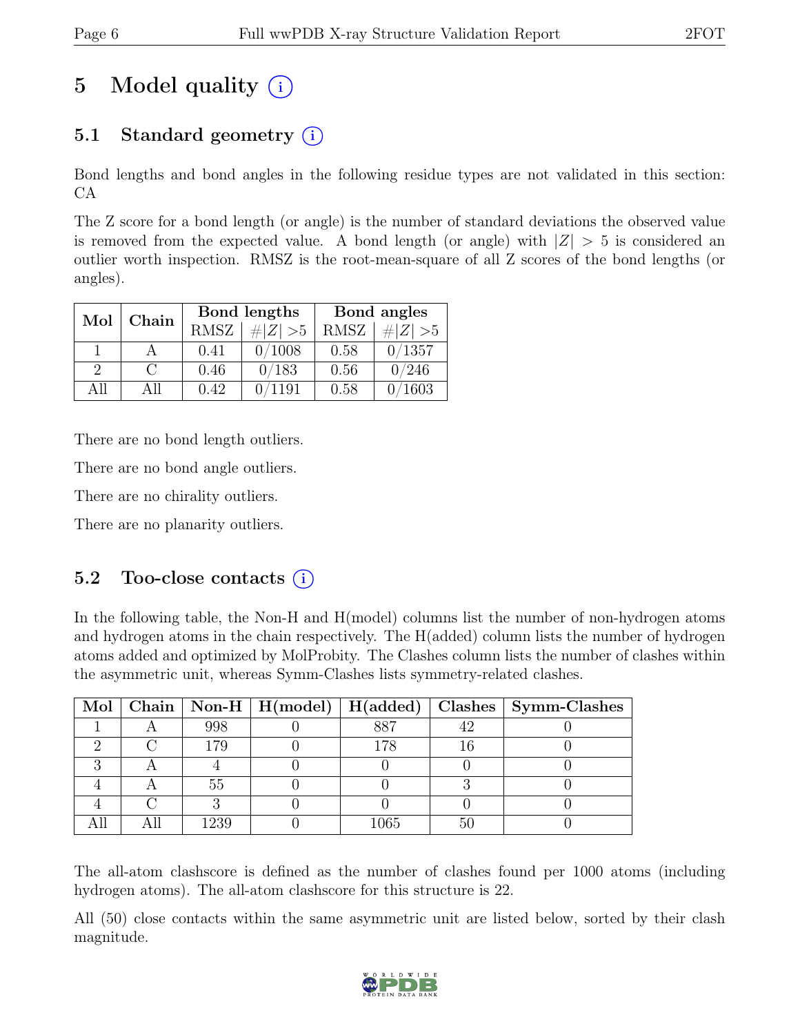# 5 Model quality (i)

## 5.1 Standard geometry (i)

Bond lengths and bond angles in the following residue types are not validated in this section: CA

The Z score for a bond length (or angle) is the number of standard deviations the observed value is removed from the expected value. A bond length (or angle) with $|Z| > 5$ is considered an outlier worth inspection. RMSZ is the root-mean-square of all Z scores of the bond lengths (or angles).

| Mol | Chain | Bond lengths | | Bond angles | |
|---|---|---|---|---|---|
| | | RMSZ | #$\|Z\|$ >5 | RMSZ | #$\|Z\|$ >5 |
| 1 | A | 0.41 | 0/1008 | 0.58 | 0/1357 |
| 2 | C | 0.46 | 0/183 | 0.56 | 0/246 |
| All | All | 0.42 | 0/1191 | 0.58 | 0/1603 |

There are no bond length outliers.

There are no bond angle outliers.

There are no chirality outliers.

There are no planarity outliers.

## 5.2 Too-close contacts (i)

In the following table, the Non-H and H(model) columns list the number of non-hydrogen atoms and hydrogen atoms in the chain respectively. The H(added) column lists the number of hydrogen atoms added and optimized by MolProbity. The Clashes column lists the number of clashes within the asymmetric unit, whereas Symm-Clashes lists symmetry-related clashes.

| Mol | Chain | Non-H | H(model) | H(added) | Clashes | Symm-Clashes |
|---|---|---|---|---|---|---|
| 1 | A | 998 | 0 | 887 | 42 | 0 |
| 2 | C | 179 | 0 | 178 | 16 | 0 |
| 3 | A | 4 | 0 | 0 | 0 | 0 |
| 4 | A | 55 | 0 | 0 | 3 | 0 |
| 4 | C | 3 | 0 | 0 | 0 | 0 |
| All | All | 1239 | 0 | 1065 | 50 | 0 |

The all-atom clashscore is defined as the number of clashes found per 1000 atoms (including hydrogen atoms). The all-atom clashscore for this structure is 22.

All (50) close contacts within the same asymmetric unit are listed below, sorted by their clash magnitude.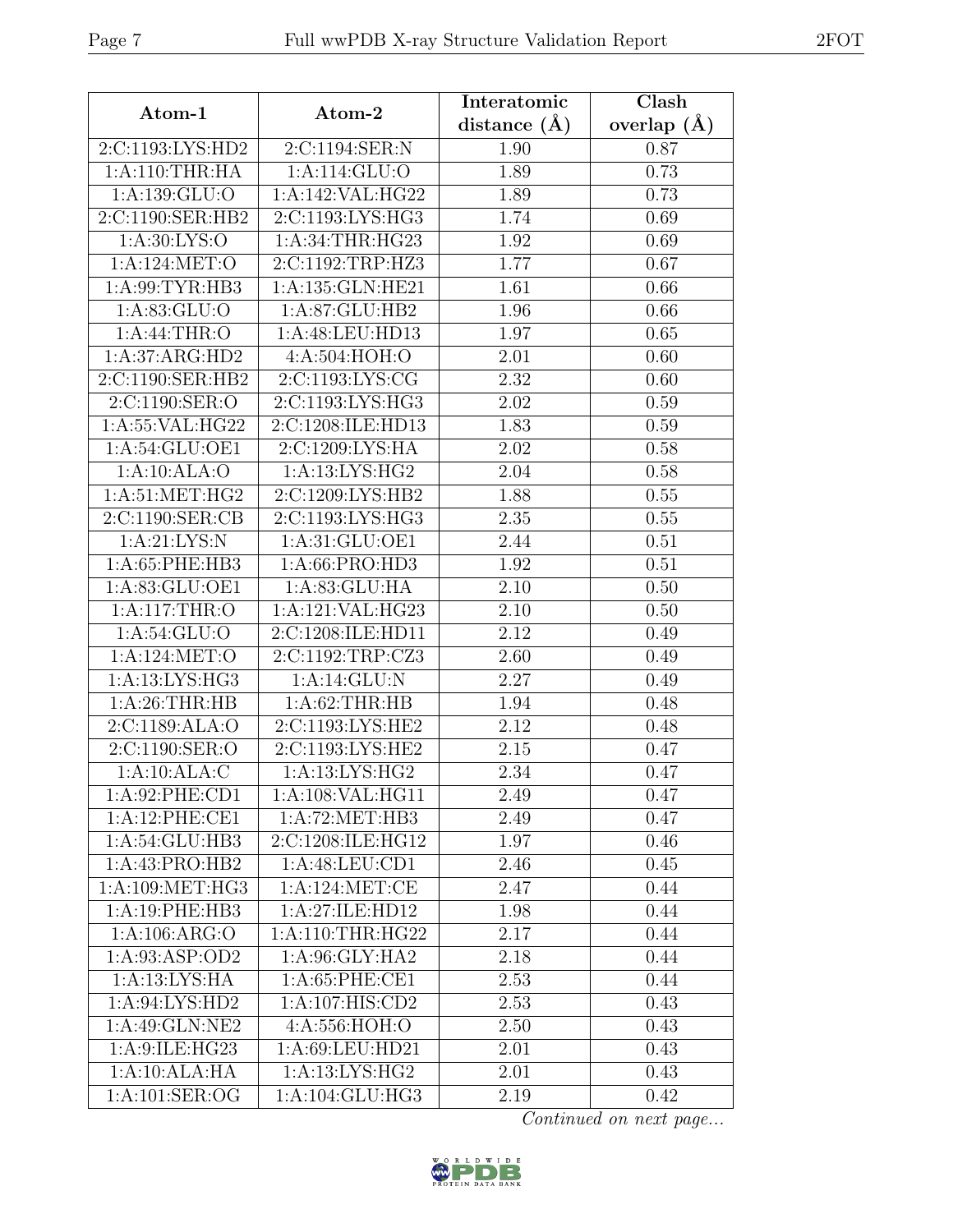| Atom-1 | Atom-2 | Interatomic distance (Å) | Clash overlap (Å) |
|---|---|---|---|
| 2:C:1193:LYS:HD2 | 2:C:1194:SER:N | 1.90 | 0.87 |
| 1:A:110:THR:HA | 1:A:114:GLU:O | 1.89 | 0.73 |
| 1:A:139:GLU:O | 1:A:142:VAL:HG22 | 1.89 | 0.73 |
| 2:C:1190:SER:HB2 | 2:C:1193:LYS:HG3 | 1.74 | 0.69 |
| 1:A:30:LYS:O | 1:A:34:THR:HG23 | 1.92 | 0.69 |
| 1:A:124:MET:O | 2:C:1192:TRP:HZ3 | 1.77 | 0.67 |
| 1:A:99:TYR:HB3 | 1:A:135:GLN:HE21 | 1.61 | 0.66 |
| 1:A:83:GLU:O | 1:A:87:GLU:HB2 | 1.96 | 0.66 |
| 1:A:44:THR:O | 1:A:48:LEU:HD13 | 1.97 | 0.65 |
| 1:A:37:ARG:HD2 | 4:A:504:HOH:O | 2.01 | 0.60 |
| 2:C:1190:SER:HB2 | 2:C:1193:LYS:CG | 2.32 | 0.60 |
| 2:C:1190:SER:O | 2:C:1193:LYS:HG3 | 2.02 | 0.59 |
| 1:A:55:VAL:HG22 | 2:C:1208:ILE:HD13 | 1.83 | 0.59 |
| 1:A:54:GLU:OE1 | 2:C:1209:LYS:HA | 2.02 | 0.58 |
| 1:A:10:ALA:O | 1:A:13:LYS:HG2 | 2.04 | 0.58 |
| 1:A:51:MET:HG2 | 2:C:1209:LYS:HB2 | 1.88 | 0.55 |
| 2:C:1190:SER:CB | 2:C:1193:LYS:HG3 | 2.35 | 0.55 |
| 1:A:21:LYS:N | 1:A:31:GLU:OE1 | 2.44 | 0.51 |
| 1:A:65:PHE:HB3 | 1:A:66:PRO:HD3 | 1.92 | 0.51 |
| 1:A:83:GLU:OE1 | 1:A:83:GLU:HA | 2.10 | 0.50 |
| 1:A:117:THR:O | 1:A:121:VAL:HG23 | 2.10 | 0.50 |
| 1:A:54:GLU:O | 2:C:1208:ILE:HD11 | 2.12 | 0.49 |
| 1:A:124:MET:O | 2:C:1192:TRP:CZ3 | 2.60 | 0.49 |
| 1:A:13:LYS:HG3 | 1:A:14:GLU:N | 2.27 | 0.49 |
| 1:A:26:THR:HB | 1:A:62:THR:HB | 1.94 | 0.48 |
| 2:C:1189:ALA:O | 2:C:1193:LYS:HE2 | 2.12 | 0.48 |
| 2:C:1190:SER:O | 2:C:1193:LYS:HE2 | 2.15 | 0.47 |
| 1:A:10:ALA:C | 1:A:13:LYS:HG2 | 2.34 | 0.47 |
| 1:A:92:PHE:CD1 | 1:A:108:VAL:HG11 | 2.49 | 0.47 |
| 1:A:12:PHE:CE1 | 1:A:72:MET:HB3 | 2.49 | 0.47 |
| 1:A:54:GLU:HB3 | 2:C:1208:ILE:HG12 | 1.97 | 0.46 |
| 1:A:43:PRO:HB2 | 1:A:48:LEU:CD1 | 2.46 | 0.45 |
| 1:A:109:MET:HG3 | 1:A:124:MET:CE | 2.47 | 0.44 |
| 1:A:19:PHE:HB3 | 1:A:27:ILE:HD12 | 1.98 | 0.44 |
| 1:A:106:ARG:O | 1:A:110:THR:HG22 | 2.17 | 0.44 |
| 1:A:93:ASP:OD2 | 1:A:96:GLY:HA2 | 2.18 | 0.44 |
| 1:A:13:LYS:HA | 1:A:65:PHE:CE1 | 2.53 | 0.44 |
| 1:A:94:LYS:HD2 | 1:A:107:HIS:CD2 | 2.53 | 0.43 |
| 1:A:49:GLN:NE2 | 4:A:556:HOH:O | 2.50 | 0.43 |
| 1:A:9:ILE:HG23 | 1:A:69:LEU:HD21 | 2.01 | 0.43 |
| 1:A:10:ALA:HA | 1:A:13:LYS:HG2 | 2.01 | 0.43 |
| 1:A:101:SER:OG | 1:A:104:GLU:HG3 | 2.19 | 0.42 |

*Continued on next page...*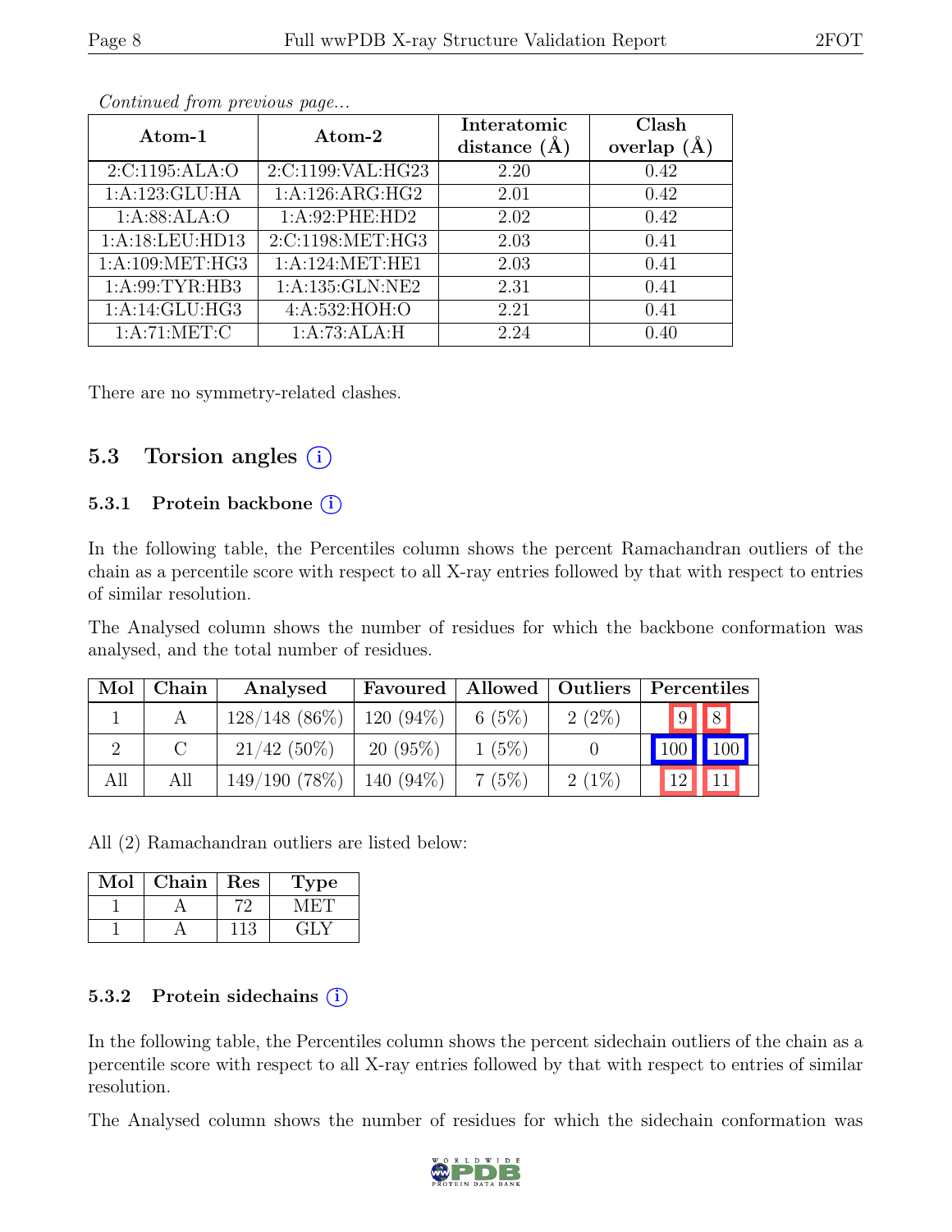*Continued from previous page...*

| Atom-1 | Atom-2 | Interatomic distance (Å) | Clash overlap (Å) |
|---|---|---|---|
| 2:C:1195:ALA:O | 2:C:1199:VAL:HG23 | 2.20 | 0.42 |
| 1:A:123:GLU:HA | 1:A:126:ARG:HG2 | 2.01 | 0.42 |
| 1:A:88:ALA:O | 1:A:92:PHE:HD2 | 2.02 | 0.42 |
| 1:A:18:LEU:HD13 | 2:C:1198:MET:HG3 | 2.03 | 0.41 |
| 1:A:109:MET:HG3 | 1:A:124:MET:HE1 | 2.03 | 0.41 |
| 1:A:99:TYR:HB3 | 1:A:135:GLN:NE2 | 2.31 | 0.41 |
| 1:A:14:GLU:HG3 | 4:A:532:HOH:O | 2.21 | 0.41 |
| 1:A:71:MET:C | 1:A:73:ALA:H | 2.24 | 0.40 |

There are no symmetry-related clashes.

## 5.3 Torsion angles

### 5.3.1 Protein backbone

In the following table, the Percentiles column shows the percent Ramachandran outliers of the chain as a percentile score with respect to all X-ray entries followed by that with respect to entries of similar resolution.

The Analysed column shows the number of residues for which the backbone conformation was analysed, and the total number of residues.

| Mol | Chain | Analysed | Favoured | Allowed | Outliers | Percentiles | |
|---|---|---|---|---|---|---|---|
| 1 | A | 128/148 (86%) | 120 (94%) | 6 (5%) | 2 (2%) | 9 | 8 |
| 2 | C | 21/42 (50%) | 20 (95%) | 1 (5%) | 0 | 100 | 100 |
| All | All | 149/190 (78%) | 140 (94%) | 7 (5%) | 2 (1%) | 12 | 11 |

All (2) Ramachandran outliers are listed below:

| Mol | Chain | Res | Type |
|---|---|---|---|
| 1 | A | 72 | MET |
| 1 | A | 113 | GLY |

### 5.3.2 Protein sidechains

In the following table, the Percentiles column shows the percent sidechain outliers of the chain as a percentile score with respect to all X-ray entries followed by that with respect to entries of similar resolution.

The Analysed column shows the number of residues for which the sidechain conformation was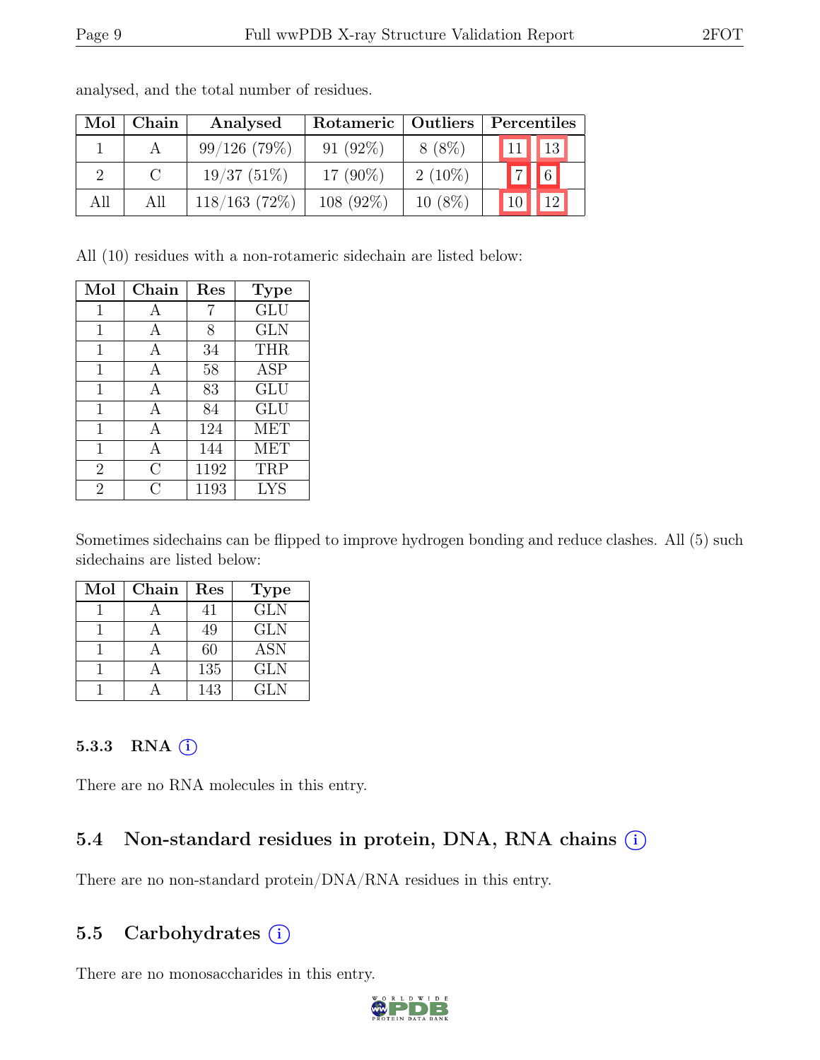analysed, and the total number of residues.

| Mol | Chain | Analysed | Rotameric | Outliers | Percentiles | |
|---|---|---|---|---|---|---|
| 1 | A | 99/126 (79%) | 91 (92%) | 8 (8%) | 11 | 13 |
| 2 | C | 19/37 (51%) | 17 (90%) | 2 (10%) | 7 | 6 |
| All | All | 118/163 (72%) | 108 (92%) | 10 (8%) | 10 | 12 |

All (10) residues with a non-rotameric sidechain are listed below:

| Mol | Chain | Res | Type |
|---|---|---|---|
| 1 | A | 7 | GLU |
| 1 | A | 8 | GLN |
| 1 | A | 34 | THR |
| 1 | A | 58 | ASP |
| 1 | A | 83 | GLU |
| 1 | A | 84 | GLU |
| 1 | A | 124 | MET |
| 1 | A | 144 | MET |
| 2 | C | 1192 | TRP |
| 2 | C | 1193 | LYS |

Sometimes sidechains can be flipped to improve hydrogen bonding and reduce clashes. All (5) such sidechains are listed below:

| Mol | Chain | Res | Type |
|---|---|---|---|
| 1 | A | 41 | GLN |
| 1 | A | 49 | GLN |
| 1 | A | 60 | ASN |
| 1 | A | 135 | GLN |
| 1 | A | 143 | GLN |

### 5.3.3 RNA

There are no RNA molecules in this entry.

## 5.4 Non-standard residues in protein, DNA, RNA chains

There are no non-standard protein/DNA/RNA residues in this entry.

## 5.5 Carbohydrates

There are no monosaccharides in this entry.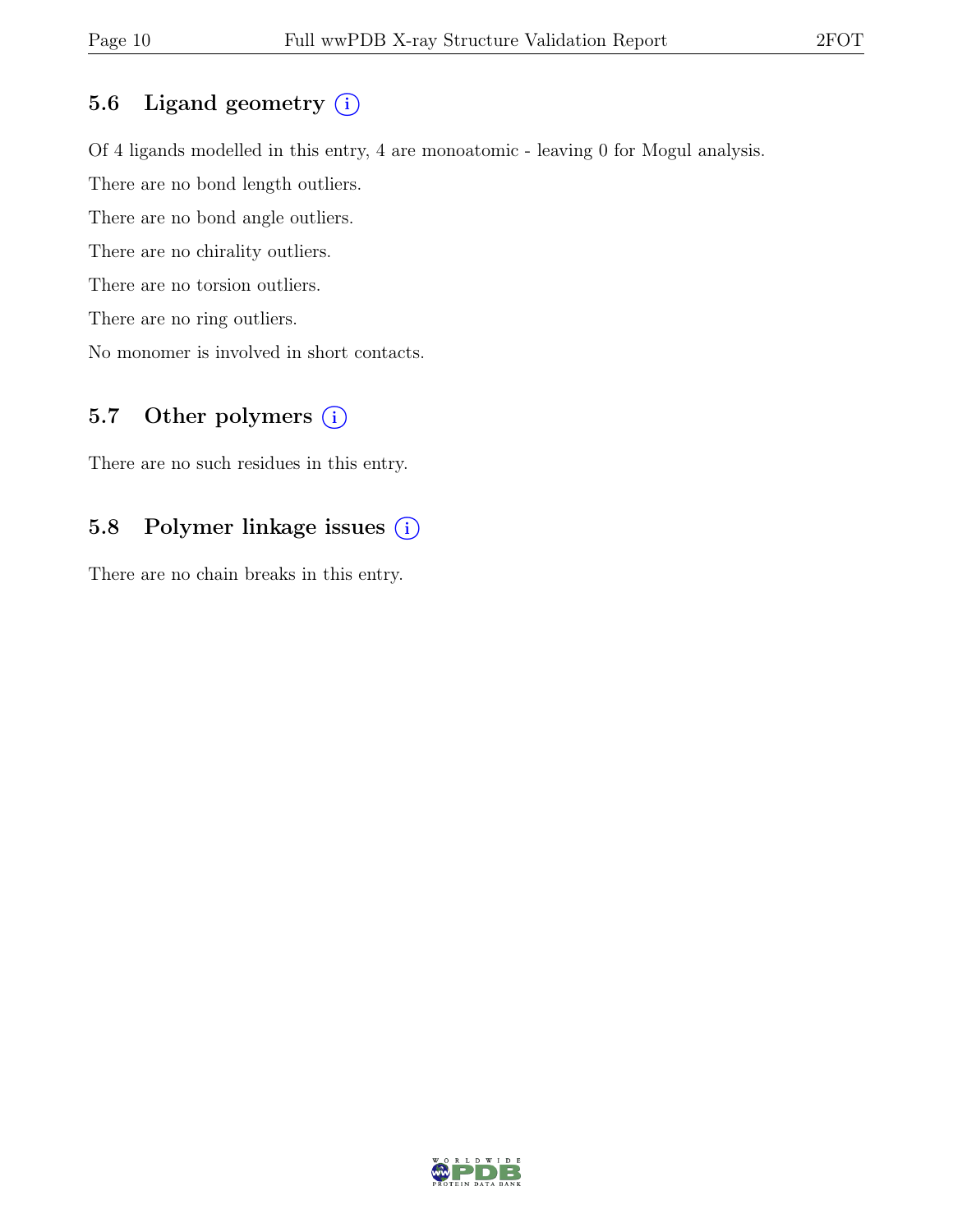## 5.6 Ligand geometry

Of 4 ligands modelled in this entry, 4 are monoatomic - leaving 0 for Mogul analysis.

There are no bond length outliers.

There are no bond angle outliers.

There are no chirality outliers.

There are no torsion outliers.

There are no ring outliers.

No monomer is involved in short contacts.

## 5.7 Other polymers

There are no such residues in this entry.

## 5.8 Polymer linkage issues

There are no chain breaks in this entry.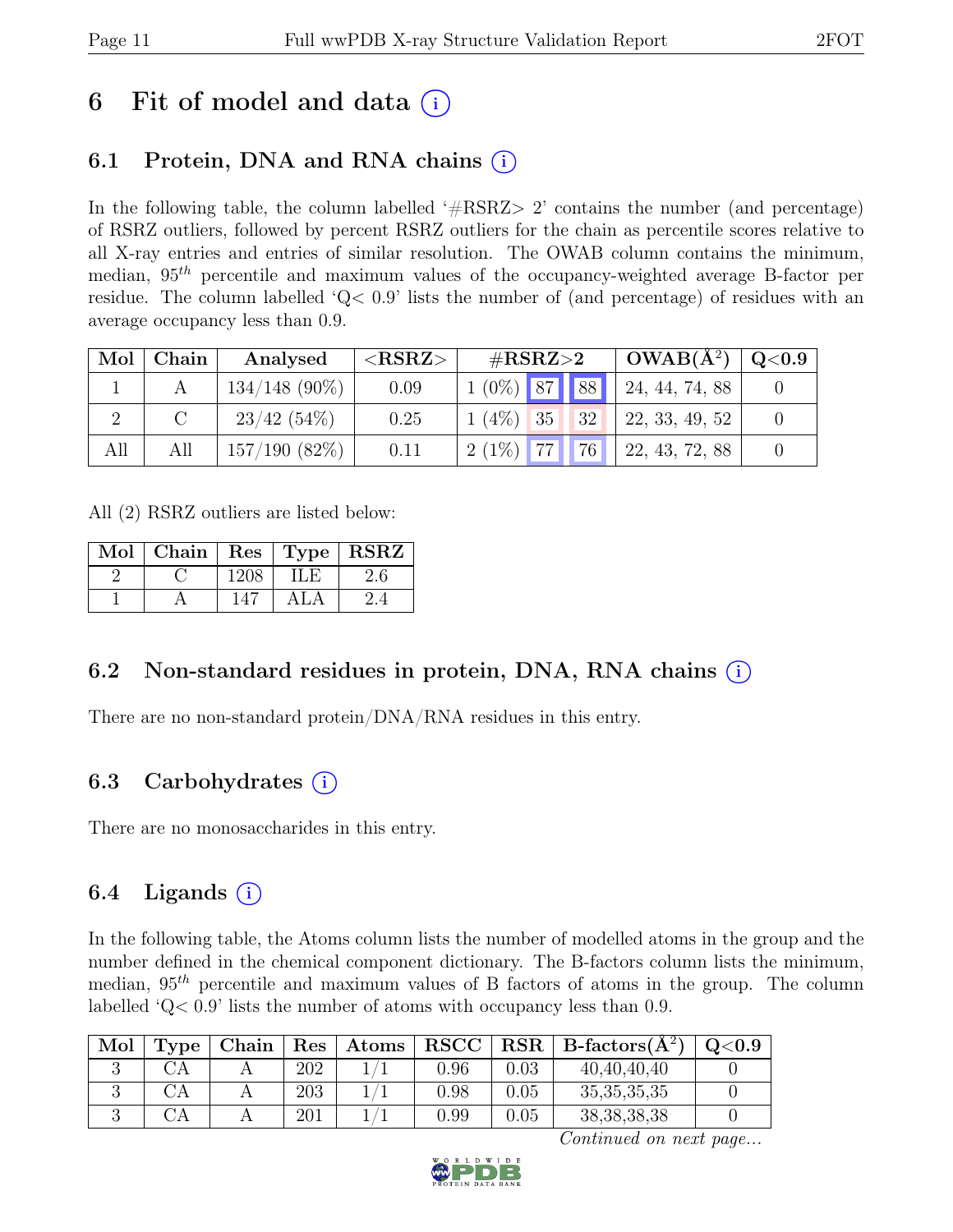# 6 Fit of model and data (i)

## 6.1 Protein, DNA and RNA chains (i)

In the following table, the column labelled '#RSRZ> 2' contains the number (and percentage) of RSRZ outliers, followed by percent RSRZ outliers for the chain as percentile scores relative to all X-ray entries and entries of similar resolution. The OWAB column contains the minimum, median, $95^{th}$ percentile and maximum values of the occupancy-weighted average B-factor per residue. The column labelled 'Q< 0.9' lists the number of (and percentage) of residues with an average occupancy less than 0.9.

| Mol | Chain | Analysed | <RSRZ> | #RSRZ>2 | | | OWAB(Å$^2$) | Q<0.9 |
|---|---|---|---|---|---|---|---|---|
| 1 | A | 134/148 (90%) | 0.09 | 1 (0%) | 87 | 88 | 24, 44, 74, 88 | 0 |
| 2 | C | 23/42 (54%) | 0.25 | 1 (4%) | 35 | 32 | 22, 33, 49, 52 | 0 |
| All | All | 157/190 (82%) | 0.11 | 2 (1%) | 77 | 76 | 22, 43, 72, 88 | 0 |

All (2) RSRZ outliers are listed below:

| Mol | Chain | Res | Type | RSRZ |
|---|---|---|---|---|
| 2 | C | 1208 | ILE | 2.6 |
| 1 | A | 147 | ALA | 2.4 |

## 6.2 Non-standard residues in protein, DNA, RNA chains (i)

There are no non-standard protein/DNA/RNA residues in this entry.

## 6.3 Carbohydrates (i)

There are no monosaccharides in this entry.

## 6.4 Ligands (i)

In the following table, the Atoms column lists the number of modelled atoms in the group and the number defined in the chemical component dictionary. The B-factors column lists the minimum, median, $95^{th}$ percentile and maximum values of B factors of atoms in the group. The column labelled 'Q< 0.9' lists the number of atoms with occupancy less than 0.9.

| Mol | Type | Chain | Res | Atoms | RSCC | RSR | B-factors(Å$^2$) | Q<0.9 |
|---|---|---|---|---|---|---|---|---|
| 3 | CA | A | 202 | 1/1 | 0.96 | 0.03 | 40,40,40,40 | 0 |
| 3 | CA | A | 203 | 1/1 | 0.98 | 0.05 | 35,35,35,35 | 0 |
| 3 | CA | A | 201 | 1/1 | 0.99 | 0.05 | 38,38,38,38 | 0 |

*Continued on next page...*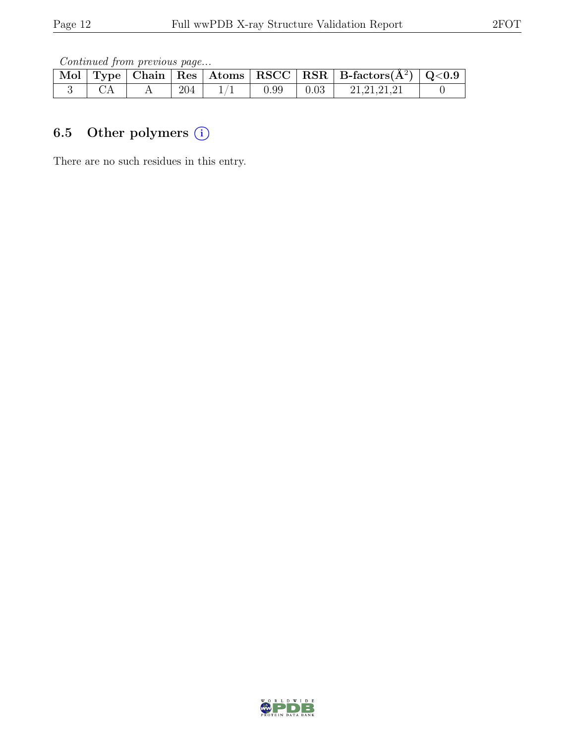*Continued from previous page...*

| Mol | Type | Chain | Res | Atoms | RSCC | RSR | B-factors(Å$^2$) | Q<0.9 |
|---|---|---|---|---|---|---|---|---|
| 3 | CA | A | 204 | 1/1 | 0.99 | 0.03 | 21,21,21,21 | 0 |

### 6.5 Other polymers (i)

There are no such residues in this entry.